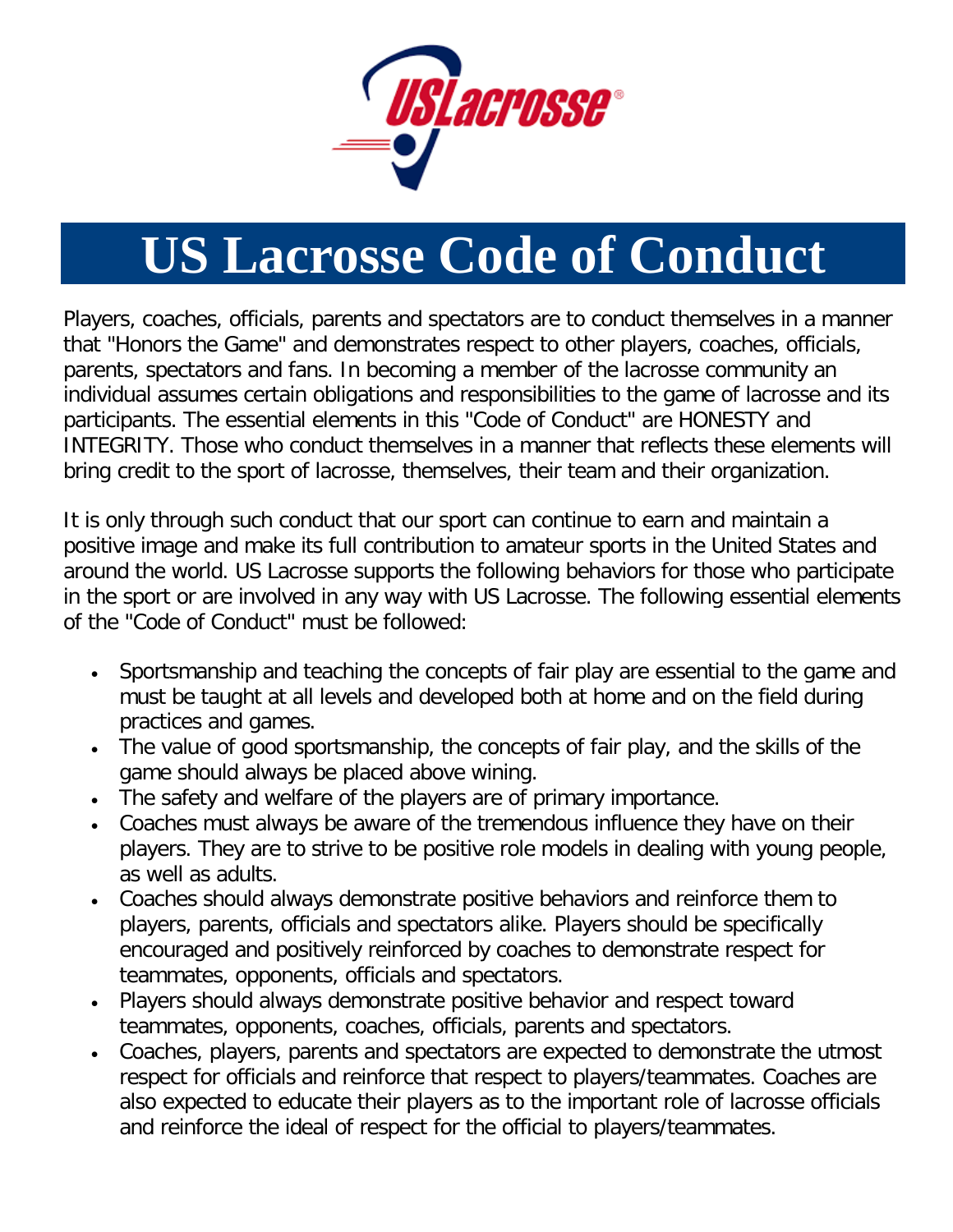# US Lacrosse Code of Conduct

Players, coaches, officials, parents and spectators are to conduct themselves in a manner that "Honors the Game" and demonstrates respect to other players, coaches, officials, parents, spectators and fans. In becoming a member of the lacrosse community an individual assumes certain obligations and responsibilities to the game of lacrosse and its participants. The essential elements in this "Code of Conduct" are HONESTY and INTEGRITY. Those who conduct themselves in a manner that reflects these elements will bring credit to the sport of lacrosse, themselves, their team and their organization.

It is only through such conduct that our sport can continue to earn and maintain a positive image and make its full contribution to amateur sports in the United States and around the world. US Lacrosse supports the following behaviors for those who participate in the sport or are involved in any way with US Lacrosse. The following essential elements of the "Code of Conduct" must be followed:

- Sportsmanship and teaching the concepts of fair play are essential to the game and must be taught at all levels and developed both at home and on the field during practices and games.
- The value of good sportsmanship, the concepts of fair play, and the skills of the game should always be placed above wining.
- The safety and welfare of the players are of primary importance.
- Coaches must always be aware of the tremendous influence they have on their players. They are to strive to be positive role models in dealing with young people, as well as adults.
- Coaches should always demonstrate positive behaviors and reinforce them to players, parents, officials and spectators alike. Players should be specifically encouraged and positively reinforced by coaches to demonstrate respect for teammates, opponents, officials and spectators.
- Players should always demonstrate positive behavior and respect toward teammates, opponents, coaches, officials, parents and spectators.
- Coaches, players, parents and spectators are expected to demonstrate the utmost respect for officials and reinforce that respect to players/teammates. Coaches are also expected to educate their players as to the important role of lacrosse officials and reinforce the ideal of respect for the official to players/teammates.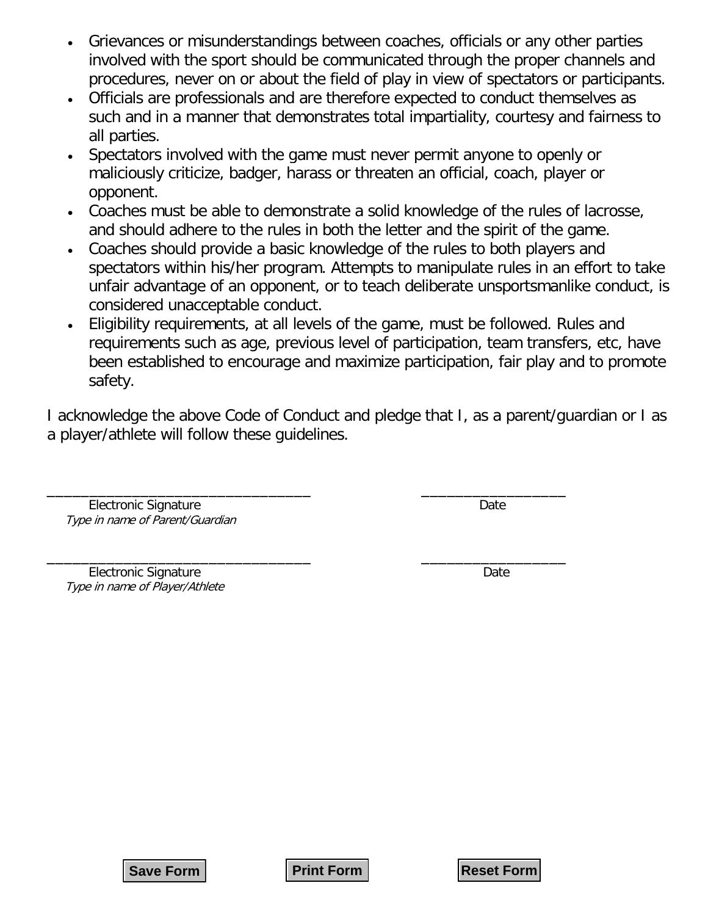- Grievances or misunderstandings between coaches, officials or any other parties involved with the sport should be communicated through the proper channels and procedures, never on or about the field of play in view of spectators or participants.
- Officials are professionals and are therefore expected to conduct themselves as such and in a manner that demonstrates total impartiality, courtesy and fairness to all parties.
- Spectators involved with the game must never permit anyone to openly or maliciously criticize, badger, harass or threaten an official, coach, player or opponent.
- Coaches must be able to demonstrate a solid knowledge of the rules of lacrosse, and should adhere to the rules in both the letter and the spirit of the game.
- Coaches should provide a basic knowledge of the rules to both players and spectators within his/her program. Attempts to manipulate rules in an effort to take unfair advantage of an opponent, or to teach deliberate unsportsmanlike conduct, is considered unacceptable conduct.
- Eligibility requirements, at all levels of the game, must be followed. Rules and requirements such as age, previous level of participation, team transfers, etc, have been established to encourage and maximize participation, fair play and to promote safety.

I acknowledge the above Code of Conduct and pledge that I, as a parent/guardian or I as a player/athlete will follow these guidelines.

_________________________________ ____________________

Electronic Signature Date

*Type in name of Parent/Guardian*

_________________________________ ____________________

Electronic Signature Date

*Type in name of Player/Athlete*

**Save Form** **Print Form** **Reset Form**